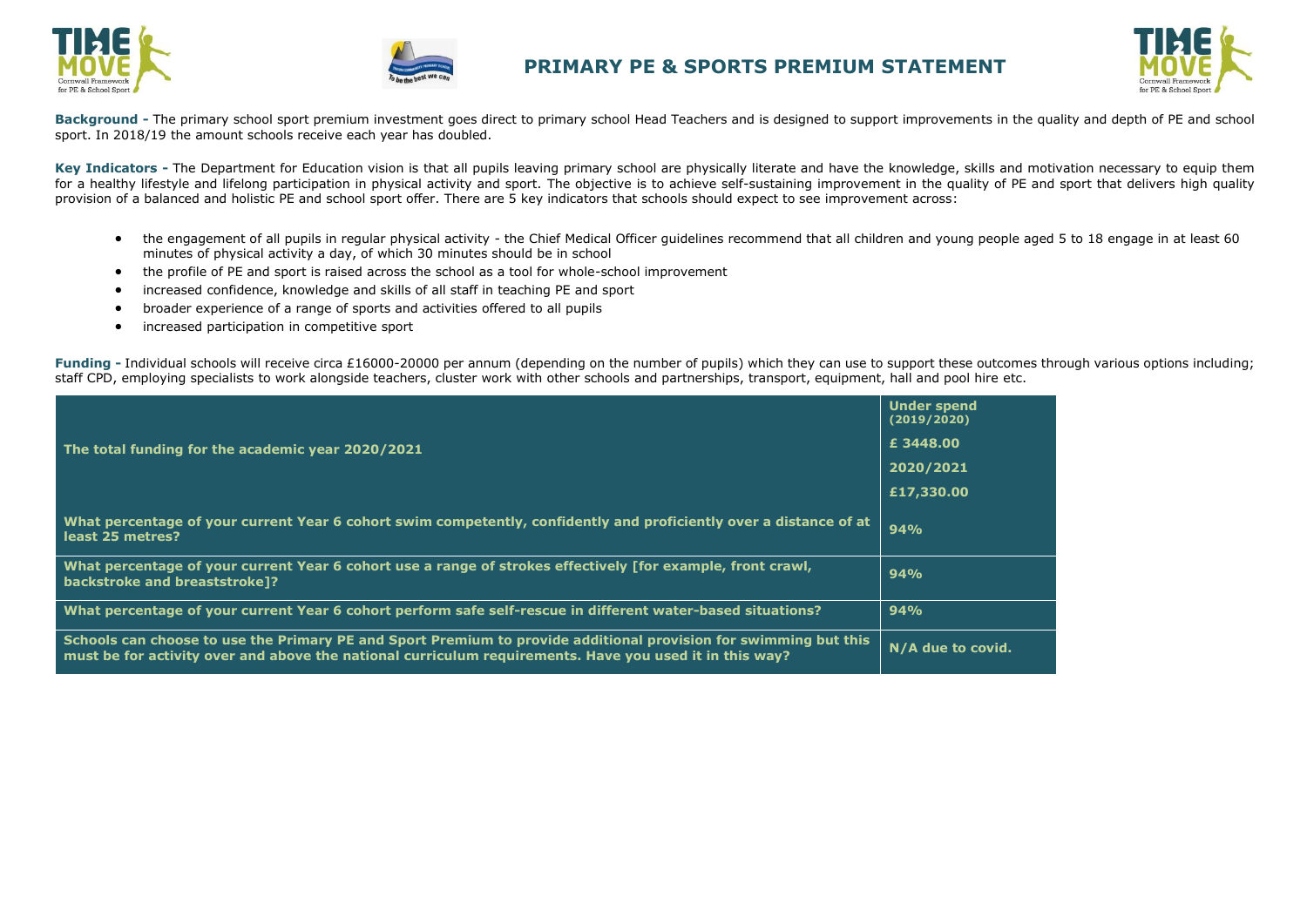# PRIMARY PE & SPORTS PREMIUM STATEMENT

**Background -** The primary school sport premium investment goes direct to primary school Head Teachers and is designed to support improvements in the quality and depth of PE and school sport. In 2018/19 the amount schools receive each year has doubled.

**Key Indicators -** The Department for Education vision is that all pupils leaving primary school are physically literate and have the knowledge, skills and motivation necessary to equip them for a healthy lifestyle and lifelong participation in physical activity and sport. The objective is to achieve self-sustaining improvement in the quality of PE and sport that delivers high quality provision of a balanced and holistic PE and school sport offer. There are 5 key indicators that schools should expect to see improvement across:

- the engagement of all pupils in regular physical activity - the Chief Medical Officer guidelines recommend that all children and young people aged 5 to 18 engage in at least 60 minutes of physical activity a day, of which 30 minutes should be in school
- the profile of PE and sport is raised across the school as a tool for whole-school improvement
- increased confidence, knowledge and skills of all staff in teaching PE and sport
- broader experience of a range of sports and activities offered to all pupils
- increased participation in competitive sport

**Funding -** Individual schools will receive circa £16000-20000 per annum (depending on the number of pupils) which they can use to support these outcomes through various options including; staff CPD, employing specialists to work alongside teachers, cluster work with other schools and partnerships, transport, equipment, hall and pool hire etc.

| | |
|---|---|
| **The total funding for the academic year 2020/2021** | **Under spend (2019/2020)**<br>**£ 3448.00**<br>**2020/2021**<br>**£17,330.00** |
| **What percentage of your current Year 6 cohort swim competently, confidently and proficiently over a distance of at least 25 metres?** | **94%** |
| **What percentage of your current Year 6 cohort use a range of strokes effectively [for example, front crawl, backstroke and breaststroke]?** | **94%** |
| **What percentage of your current Year 6 cohort perform safe self-rescue in different water-based situations?** | **94%** |
| **Schools can choose to use the Primary PE and Sport Premium to provide additional provision for swimming but this must be for activity over and above the national curriculum requirements. Have you used it in this way?** | **N/A due to covid.** |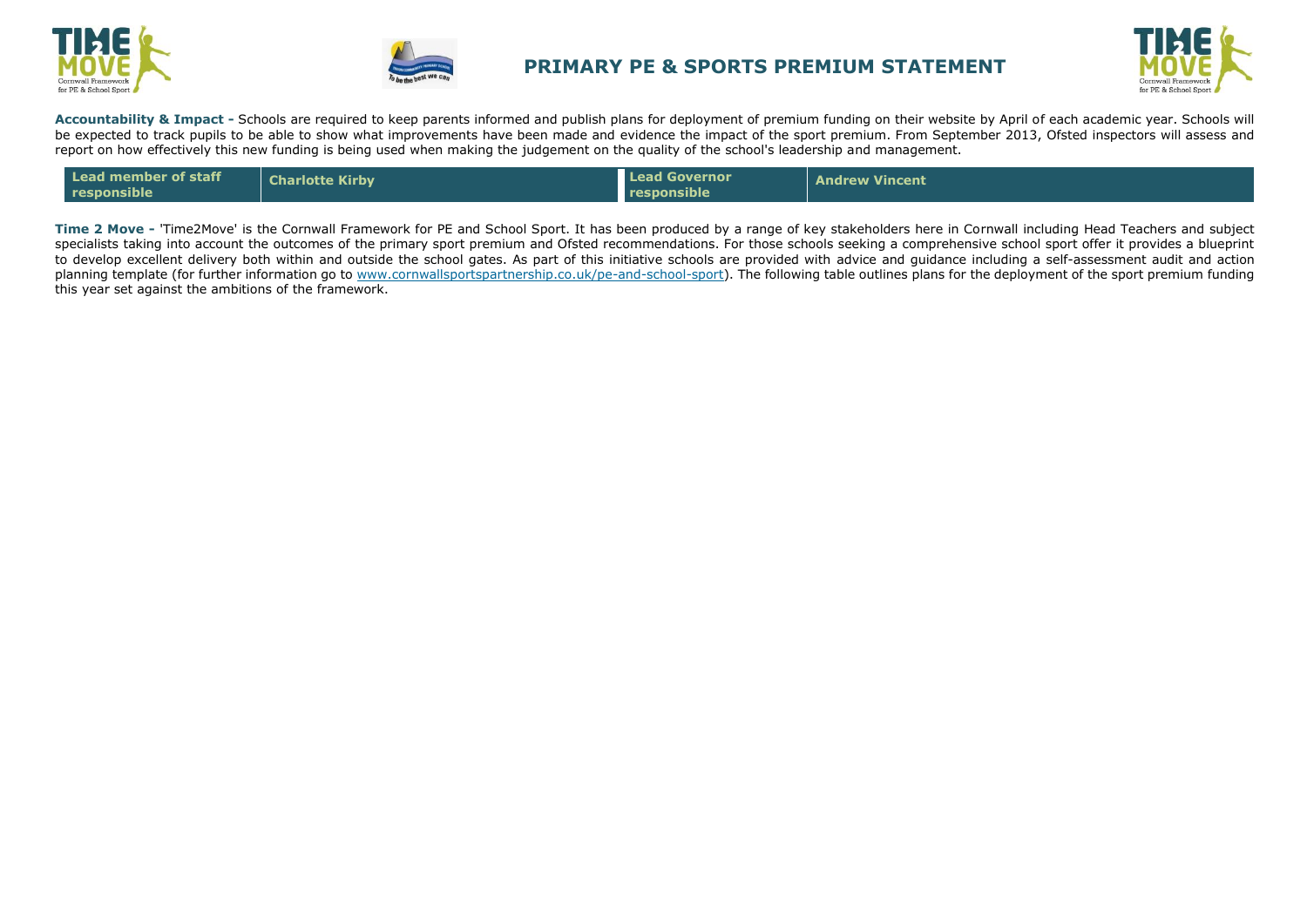# PRIMARY PE & SPORTS PREMIUM STATEMENT

**Accountability & Impact -** Schools are required to keep parents informed and publish plans for deployment of premium funding on their website by April of each academic year. Schools will be expected to track pupils to be able to show what improvements have been made and evidence the impact of the sport premium. From September 2013, Ofsted inspectors will assess and report on how effectively this new funding is being used when making the judgement on the quality of the school's leadership and management.

| | | | |
|---|---|---|---|
| **Lead member of staff responsible** | **Charlotte Kirby** | **Lead Governor responsible** | **Andrew Vincent** |

**Time 2 Move -** 'Time2Move' is the Cornwall Framework for PE and School Sport. It has been produced by a range of key stakeholders here in Cornwall including Head Teachers and subject specialists taking into account the outcomes of the primary sport premium and Ofsted recommendations. For those schools seeking a comprehensive school sport offer it provides a blueprint to develop excellent delivery both within and outside the school gates. As part of this initiative schools are provided with advice and guidance including a self-assessment audit and action planning template (for further information go to www.cornwallsportspartnership.co.uk/pe-and-school-sport). The following table outlines plans for the deployment of the sport premium funding this year set against the ambitions of the framework.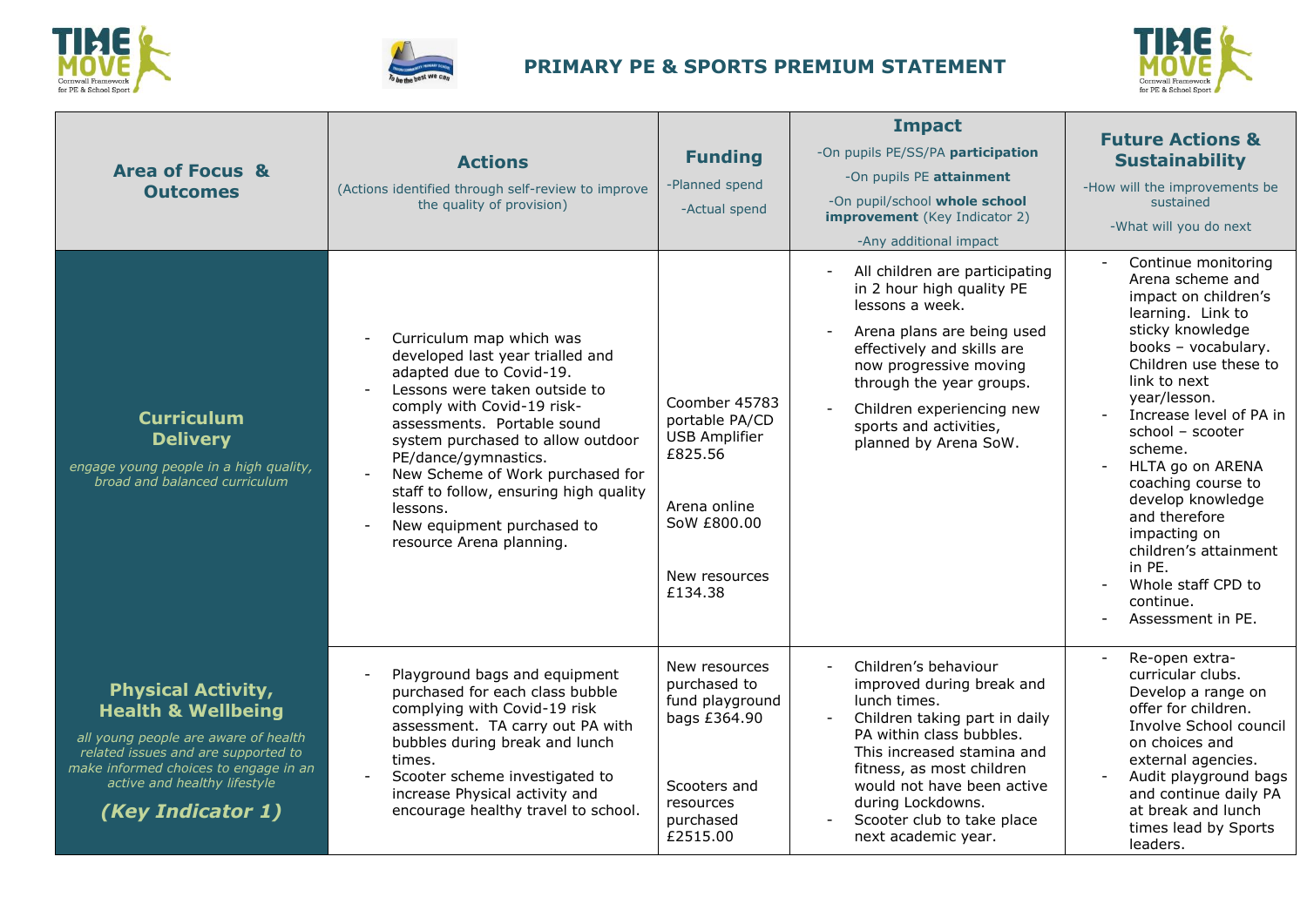## PRIMARY PE & SPORTS PREMIUM STATEMENT

| Area of Focus & Outcomes | Actions<br>(Actions identified through self-review to improve the quality of provision) | Funding<br>-Planned spend<br>-Actual spend | Impact<br>-On pupils PE/SS/PA **participation**<br>-On pupils PE **attainment**<br>-On pupil/school **whole school improvement** (Key Indicator 2)<br>-Any additional impact | Future Actions & Sustainability<br>-How will the improvements be sustained<br>-What will you do next |
|---|---|---|---|---|
| **Curriculum Delivery**<br>*engage young people in a high quality, broad and balanced curriculum* | - Curriculum map which was developed last year trialled and adapted due to Covid-19.<br>- Lessons were taken outside to comply with Covid-19 risk-assessments. Portable sound system purchased to allow outdoor PE/dance/gymnastics.<br>- New Scheme of Work purchased for staff to follow, ensuring high quality lessons.<br>- New equipment purchased to resource Arena planning. | Coomber 45783 portable PA/CD USB Amplifier £825.56<br><br>Arena online SoW £800.00<br><br>New resources £134.38 | - All children are participating in 2 hour high quality PE lessons a week.<br>- Arena plans are being used effectively and skills are now progressive moving through the year groups.<br>- Children experiencing new sports and activities, planned by Arena SoW. | - Continue monitoring Arena scheme and impact on children's learning. Link to sticky knowledge books – vocabulary. Children use these to link to next year/lesson.<br>- Increase level of PA in school – scooter scheme.<br>- HLTA go on ARENA coaching course to develop knowledge and therefore impacting on children's attainment in PE.<br>- Whole staff CPD to continue.<br>- Assessment in PE. |
| **Physical Activity, Health & Wellbeing**<br>*all young people are aware of health related issues and are supported to make informed choices to engage in an active and healthy lifestyle*<br>***(Key Indicator 1)*** | - Playground bags and equipment purchased for each class bubble complying with Covid-19 risk assessment. TA carry out PA with bubbles during break and lunch times.<br>- Scooter scheme investigated to increase Physical activity and encourage healthy travel to school. | New resources purchased to fund playground bags £364.90<br><br>Scooters and resources purchased £2515.00 | - Children's behaviour improved during break and lunch times.<br>- Children taking part in daily PA within class bubbles. This increased stamina and fitness, as most children would not have been active during Lockdowns.<br>- Scooter club to take place next academic year. | - Re-open extra-curricular clubs. Develop a range on offer for children. Involve School council on choices and external agencies.<br>- Audit playground bags and continue daily PA at break and lunch times lead by Sports leaders. |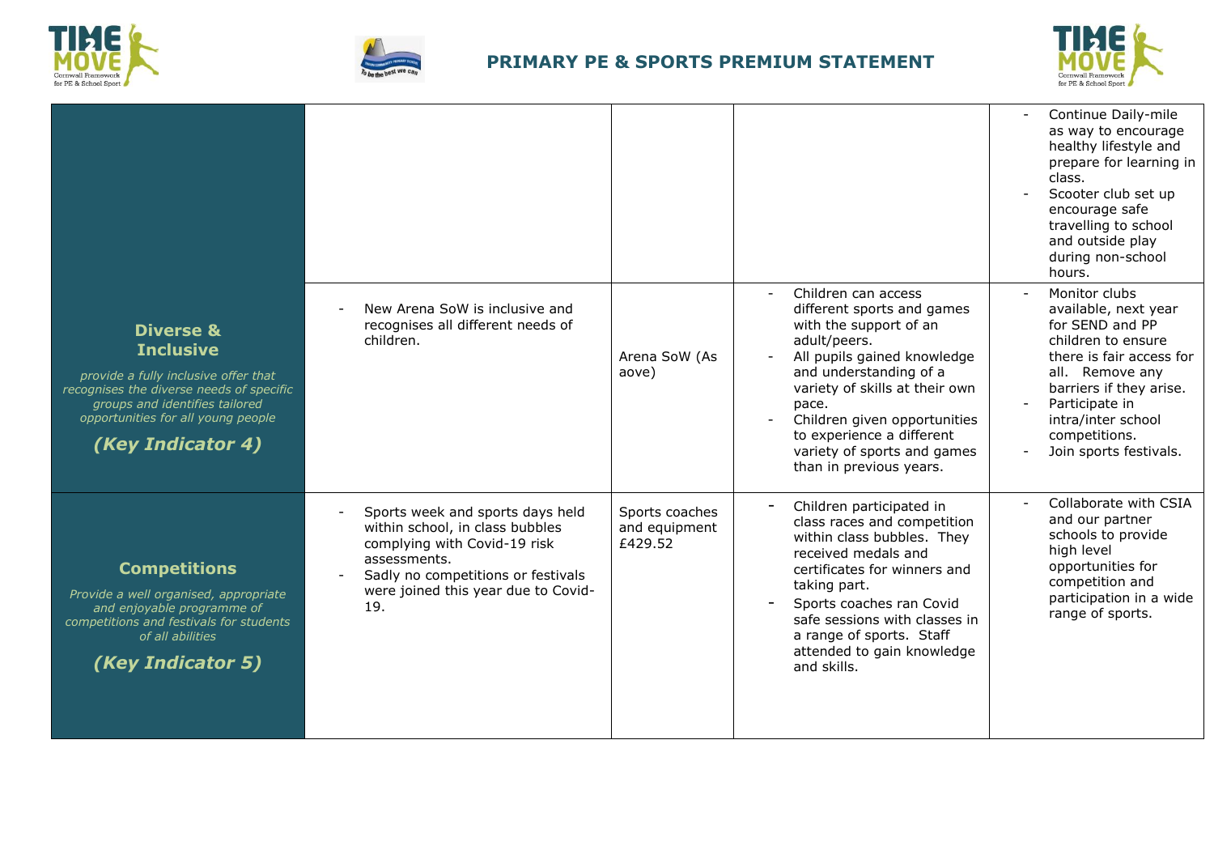| | | | | |
|---|---|---|---|---|
| | | | | - Continue Daily-mile as way to encourage healthy lifestyle and prepare for learning in class.<br>- Scooter club set up encourage safe travelling to school and outside play during non-school hours. |
| **Diverse & Inclusive**<br>*provide a fully inclusive offer that recognises the diverse needs of specific groups and identifies tailored opportunities for all young people*<br>***(Key Indicator 4)*** | - New Arena SoW is inclusive and recognises all different needs of children. | Arena SoW (As aove) | - Children can access different sports and games with the support of an adult/peers.<br>- All pupils gained knowledge and understanding of a variety of skills at their own pace.<br>- Children given opportunities to experience a different variety of sports and games than in previous years. | - Monitor clubs available, next year for SEND and PP children to ensure there is fair access for all. Remove any barriers if they arise.<br>- Participate in intra/inter school competitions.<br>- Join sports festivals. |
| **Competitions**<br>*Provide a well organised, appropriate and enjoyable programme of competitions and festivals for students of all abilities*<br>***(Key Indicator 5)*** | - Sports week and sports days held within school, in class bubbles complying with Covid-19 risk assessments.<br>- Sadly no competitions or festivals were joined this year due to Covid-19. | Sports coaches and equipment £429.52 | - Children participated in class races and competition within class bubbles. They received medals and certificates for winners and taking part.<br>- Sports coaches ran Covid safe sessions with classes in a range of sports. Staff attended to gain knowledge and skills. | - Collaborate with CSIA and our partner schools to provide high level opportunities for competition and participation in a wide range of sports. |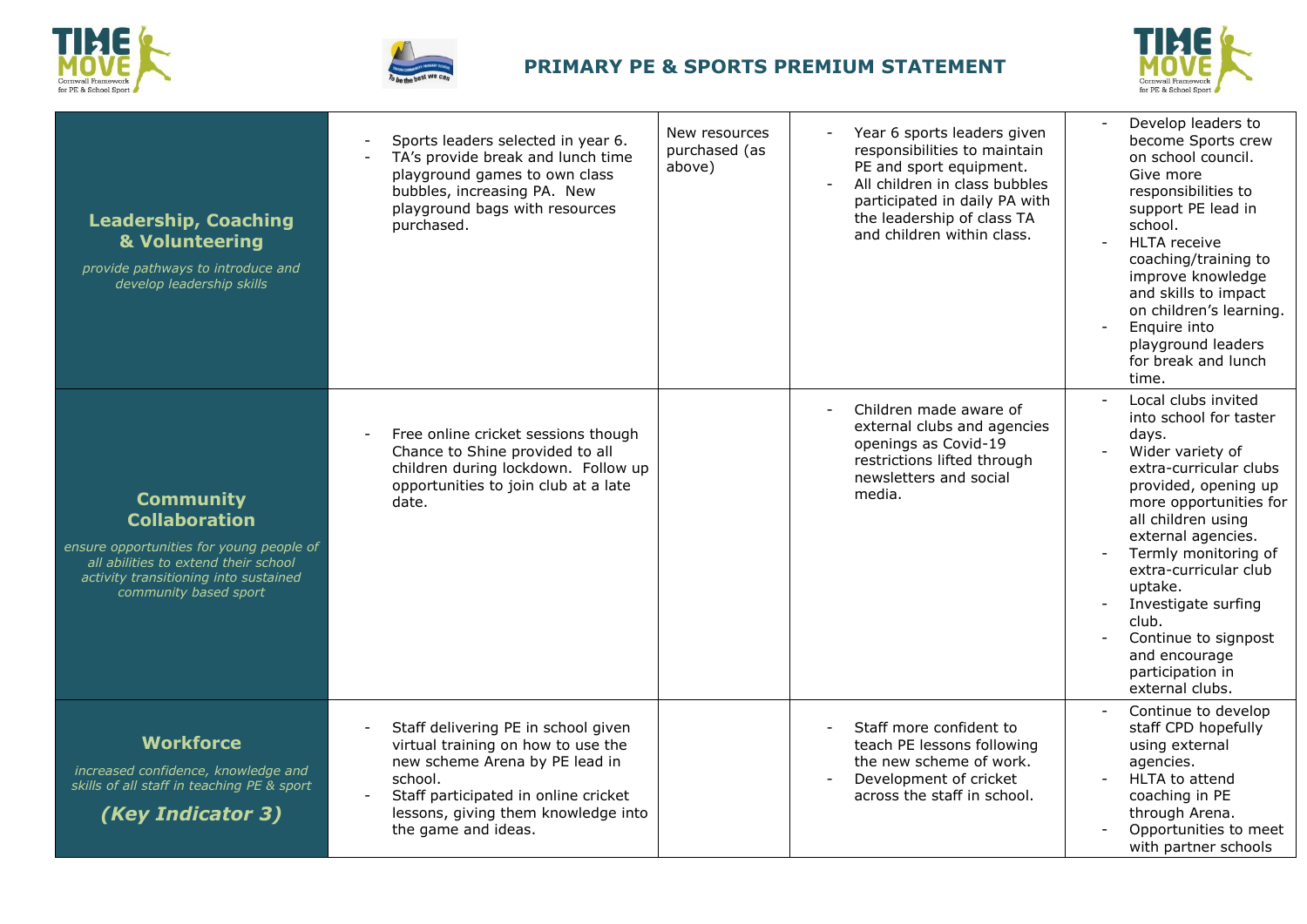## PRIMARY PE & SPORTS PREMIUM STATEMENT

| | | | | |
|---|---|---|---|---|
| **Leadership, Coaching & Volunteering**<br>*provide pathways to introduce and develop leadership skills* | - Sports leaders selected in year 6.<br>- TA's provide break and lunch time playground games to own class bubbles, increasing PA. New playground bags with resources purchased. | New resources purchased (as above) | - Year 6 sports leaders given responsibilities to maintain PE and sport equipment.<br>- All children in class bubbles participated in daily PA with the leadership of class TA and children within class. | - Develop leaders to become Sports crew on school council. Give more responsibilities to support PE lead in school.<br>- HLTA receive coaching/training to improve knowledge and skills to impact on children's learning.<br>- Enquire into playground leaders for break and lunch time. |
| **Community Collaboration**<br>*ensure opportunities for young people of all abilities to extend their school activity transitioning into sustained community based sport* | - Free online cricket sessions though Chance to Shine provided to all children during lockdown. Follow up opportunities to join club at a late date. | | - Children made aware of external clubs and agencies openings as Covid-19 restrictions lifted through newsletters and social media. | - Local clubs invited into school for taster days.<br>- Wider variety of extra-curricular clubs provided, opening up more opportunities for all children using external agencies.<br>- Termly monitoring of extra-curricular club uptake.<br>- Investigate surfing club.<br>- Continue to signpost and encourage participation in external clubs. |
| **Workforce**<br>*increased confidence, knowledge and skills of all staff in teaching PE & sport*<br>***(Key Indicator 3)*** | - Staff delivering PE in school given virtual training on how to use the new scheme Arena by PE lead in school.<br>- Staff participated in online cricket lessons, giving them knowledge into the game and ideas. | | - Staff more confident to teach PE lessons following the new scheme of work.<br>- Development of cricket across the staff in school. | - Continue to develop staff CPD hopefully using external agencies.<br>- HLTA to attend coaching in PE through Arena.<br>- Opportunities to meet with partner schools |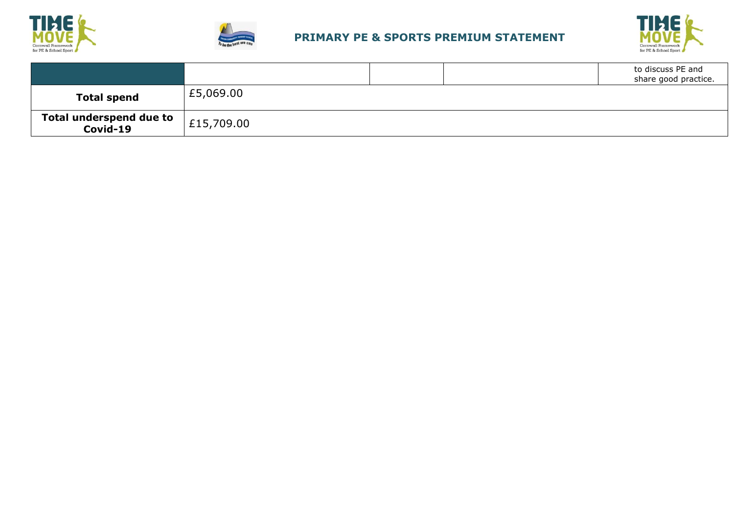| | | | | |
|---|---|---|---|---|
| | | | | to discuss PE and share good practice. |
| **Total spend** | £5,069.00 | | | |
| **Total underspend due to Covid-19** | £15,709.00 | | | |